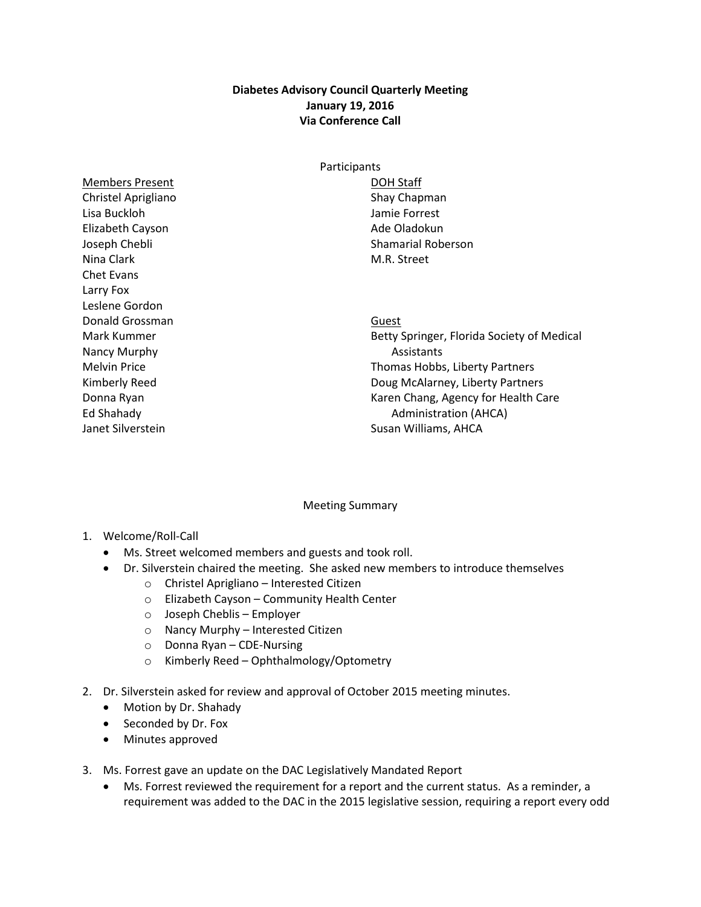**Diabetes Advisory Council Quarterly Meeting**
**January 19, 2016**
**Via Conference Call**

Participants

| Members Present | DOH Staff |
|---|---|
| Christel Aprigliano | Shay Chapman |
| Lisa Buckloh | Jamie Forrest |
| Elizabeth Cayson | Ade Oladokun |
| Joseph Chebli | Shamarial Roberson |
| Nina Clark | M.R. Street |
| Chet Evans | |
| Larry Fox | |
| Leslene Gordon | |
| Donald Grossman | **Guest** |
| Mark Kummer | Betty Springer, Florida Society of Medical Assistants |
| Nancy Murphy | |
| Melvin Price | Thomas Hobbs, Liberty Partners |
| Kimberly Reed | Doug McAlarney, Liberty Partners |
| Donna Ryan | Karen Chang, Agency for Health Care Administration (AHCA) |
| Ed Shahady | |
| Janet Silverstein | Susan Williams, AHCA |

Meeting Summary

1. Welcome/Roll-Call
   - Ms. Street welcomed members and guests and took roll.
   - Dr. Silverstein chaired the meeting. She asked new members to introduce themselves
     - Christel Aprigliano – Interested Citizen
     - Elizabeth Cayson – Community Health Center
     - Joseph Cheblis – Employer
     - Nancy Murphy – Interested Citizen
     - Donna Ryan – CDE-Nursing
     - Kimberly Reed – Ophthalmology/Optometry

2. Dr. Silverstein asked for review and approval of October 2015 meeting minutes.
   - Motion by Dr. Shahady
   - Seconded by Dr. Fox
   - Minutes approved

3. Ms. Forrest gave an update on the DAC Legislatively Mandated Report
   - Ms. Forrest reviewed the requirement for a report and the current status. As a reminder, a requirement was added to the DAC in the 2015 legislative session, requiring a report every odd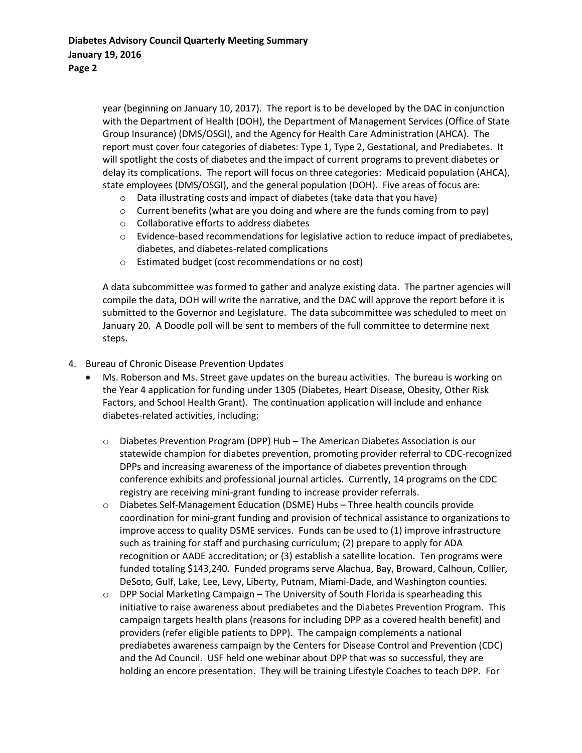year (beginning on January 10, 2017). The report is to be developed by the DAC in conjunction with the Department of Health (DOH), the Department of Management Services (Office of State Group Insurance) (DMS/OSGI), and the Agency for Health Care Administration (AHCA). The report must cover four categories of diabetes: Type 1, Type 2, Gestational, and Prediabetes. It will spotlight the costs of diabetes and the impact of current programs to prevent diabetes or delay its complications. The report will focus on three categories: Medicaid population (AHCA), state employees (DMS/OSGI), and the general population (DOH). Five areas of focus are:

- Data illustrating costs and impact of diabetes (take data that you have)
- Current benefits (what are you doing and where are the funds coming from to pay)
- Collaborative efforts to address diabetes
- Evidence-based recommendations for legislative action to reduce impact of prediabetes, diabetes, and diabetes-related complications
- Estimated budget (cost recommendations or no cost)

A data subcommittee was formed to gather and analyze existing data. The partner agencies will compile the data, DOH will write the narrative, and the DAC will approve the report before it is submitted to the Governor and Legislature. The data subcommittee was scheduled to meet on January 20. A Doodle poll will be sent to members of the full committee to determine next steps.

4. Bureau of Chronic Disease Prevention Updates
   - Ms. Roberson and Ms. Street gave updates on the bureau activities. The bureau is working on the Year 4 application for funding under 1305 (Diabetes, Heart Disease, Obesity, Other Risk Factors, and School Health Grant). The continuation application will include and enhance diabetes-related activities, including:
     - Diabetes Prevention Program (DPP) Hub – The American Diabetes Association is our statewide champion for diabetes prevention, promoting provider referral to CDC-recognized DPPs and increasing awareness of the importance of diabetes prevention through conference exhibits and professional journal articles. Currently, 14 programs on the CDC registry are receiving mini-grant funding to increase provider referrals.
     - Diabetes Self-Management Education (DSME) Hubs – Three health councils provide coordination for mini-grant funding and provision of technical assistance to organizations to improve access to quality DSME services. Funds can be used to (1) improve infrastructure such as training for staff and purchasing curriculum; (2) prepare to apply for ADA recognition or AADE accreditation; or (3) establish a satellite location. Ten programs were funded totaling $143,240. Funded programs serve Alachua, Bay, Broward, Calhoun, Collier, DeSoto, Gulf, Lake, Lee, Levy, Liberty, Putnam, Miami-Dade, and Washington counties.
     - DPP Social Marketing Campaign – The University of South Florida is spearheading this initiative to raise awareness about prediabetes and the Diabetes Prevention Program. This campaign targets health plans (reasons for including DPP as a covered health benefit) and providers (refer eligible patients to DPP). The campaign complements a national prediabetes awareness campaign by the Centers for Disease Control and Prevention (CDC) and the Ad Council. USF held one webinar about DPP that was so successful, they are holding an encore presentation. They will be training Lifestyle Coaches to teach DPP. For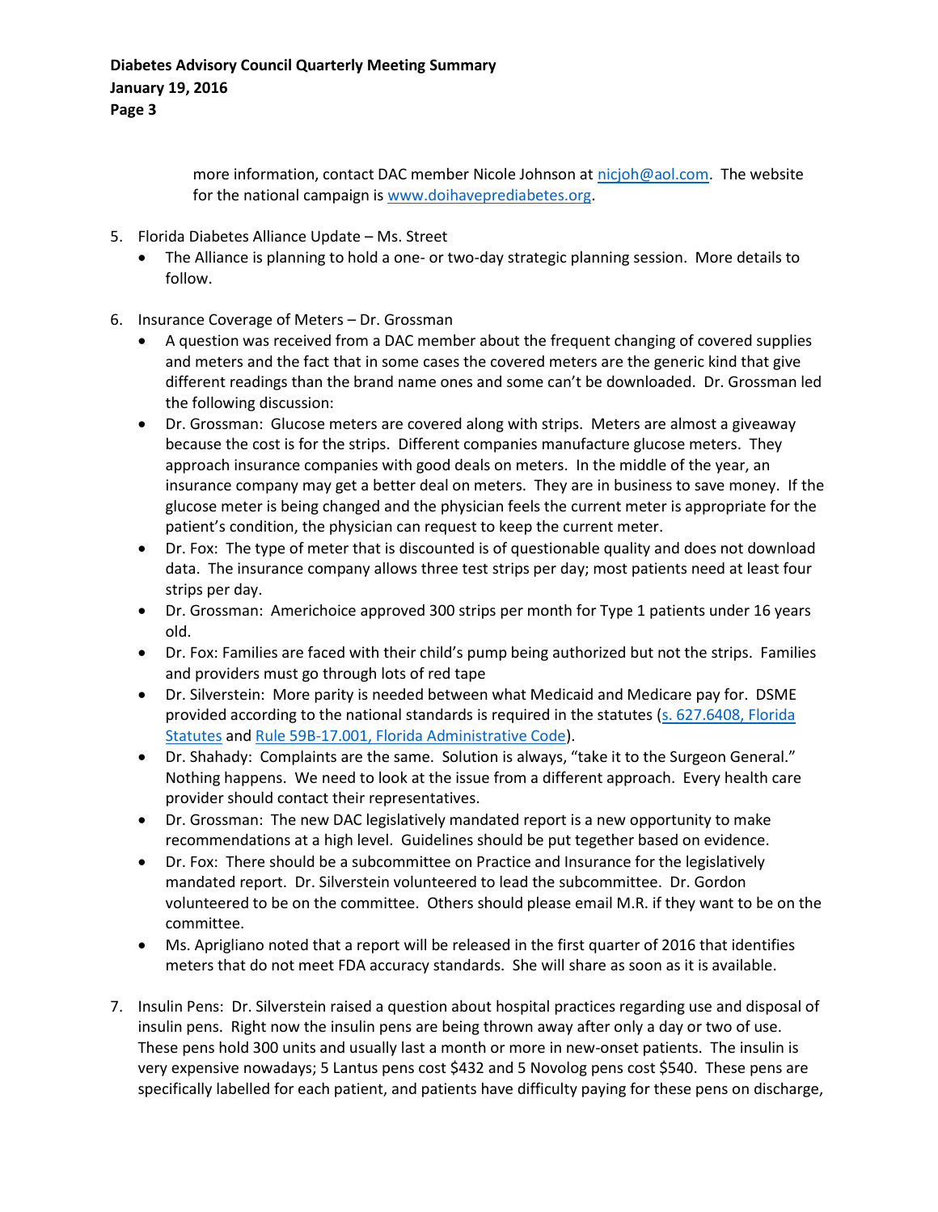more information, contact DAC member Nicole Johnson at nicjoh@aol.com. The website for the national campaign is www.doihaveprediabetes.org.

5. Florida Diabetes Alliance Update – Ms. Street
   - The Alliance is planning to hold a one- or two-day strategic planning session. More details to follow.

6. Insurance Coverage of Meters – Dr. Grossman
   - A question was received from a DAC member about the frequent changing of covered supplies and meters and the fact that in some cases the covered meters are the generic kind that give different readings than the brand name ones and some can't be downloaded. Dr. Grossman led the following discussion:
   - Dr. Grossman: Glucose meters are covered along with strips. Meters are almost a giveaway because the cost is for the strips. Different companies manufacture glucose meters. They approach insurance companies with good deals on meters. In the middle of the year, an insurance company may get a better deal on meters. They are in business to save money. If the glucose meter is being changed and the physician feels the current meter is appropriate for the patient's condition, the physician can request to keep the current meter.
   - Dr. Fox: The type of meter that is discounted is of questionable quality and does not download data. The insurance company allows three test strips per day; most patients need at least four strips per day.
   - Dr. Grossman: Americhoice approved 300 strips per month for Type 1 patients under 16 years old.
   - Dr. Fox: Families are faced with their child's pump being authorized but not the strips. Families and providers must go through lots of red tape
   - Dr. Silverstein: More parity is needed between what Medicaid and Medicare pay for. DSME provided according to the national standards is required in the statutes (s. 627.6408, Florida Statutes and Rule 59B-17.001, Florida Administrative Code).
   - Dr. Shahady: Complaints are the same. Solution is always, "take it to the Surgeon General." Nothing happens. We need to look at the issue from a different approach. Every health care provider should contact their representatives.
   - Dr. Grossman: The new DAC legislatively mandated report is a new opportunity to make recommendations at a high level. Guidelines should be put tegether based on evidence.
   - Dr. Fox: There should be a subcommittee on Practice and Insurance for the legislatively mandated report. Dr. Silverstein volunteered to lead the subcommittee. Dr. Gordon volunteered to be on the committee. Others should please email M.R. if they want to be on the committee.
   - Ms. Aprigliano noted that a report will be released in the first quarter of 2016 that identifies meters that do not meet FDA accuracy standards. She will share as soon as it is available.

7. Insulin Pens: Dr. Silverstein raised a question about hospital practices regarding use and disposal of insulin pens. Right now the insulin pens are being thrown away after only a day or two of use. These pens hold 300 units and usually last a month or more in new-onset patients. The insulin is very expensive nowadays; 5 Lantus pens cost $432 and 5 Novolog pens cost $540. These pens are specifically labelled for each patient, and patients have difficulty paying for these pens on discharge,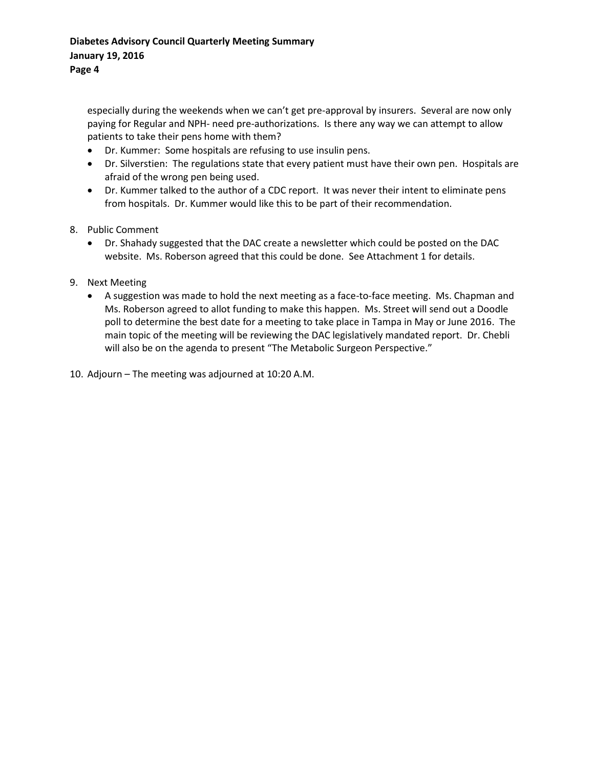especially during the weekends when we can't get pre-approval by insurers. Several are now only paying for Regular and NPH- need pre-authorizations. Is there any way we can attempt to allow patients to take their pens home with them?

- Dr. Kummer: Some hospitals are refusing to use insulin pens.
- Dr. Silverstien: The regulations state that every patient must have their own pen. Hospitals are afraid of the wrong pen being used.
- Dr. Kummer talked to the author of a CDC report. It was never their intent to eliminate pens from hospitals. Dr. Kummer would like this to be part of their recommendation.

8. Public Comment
   - Dr. Shahady suggested that the DAC create a newsletter which could be posted on the DAC website. Ms. Roberson agreed that this could be done. See Attachment 1 for details.

9. Next Meeting
   - A suggestion was made to hold the next meeting as a face-to-face meeting. Ms. Chapman and Ms. Roberson agreed to allot funding to make this happen. Ms. Street will send out a Doodle poll to determine the best date for a meeting to take place in Tampa in May or June 2016. The main topic of the meeting will be reviewing the DAC legislatively mandated report. Dr. Chebli will also be on the agenda to present "The Metabolic Surgeon Perspective."

10. Adjourn – The meeting was adjourned at 10:20 A.M.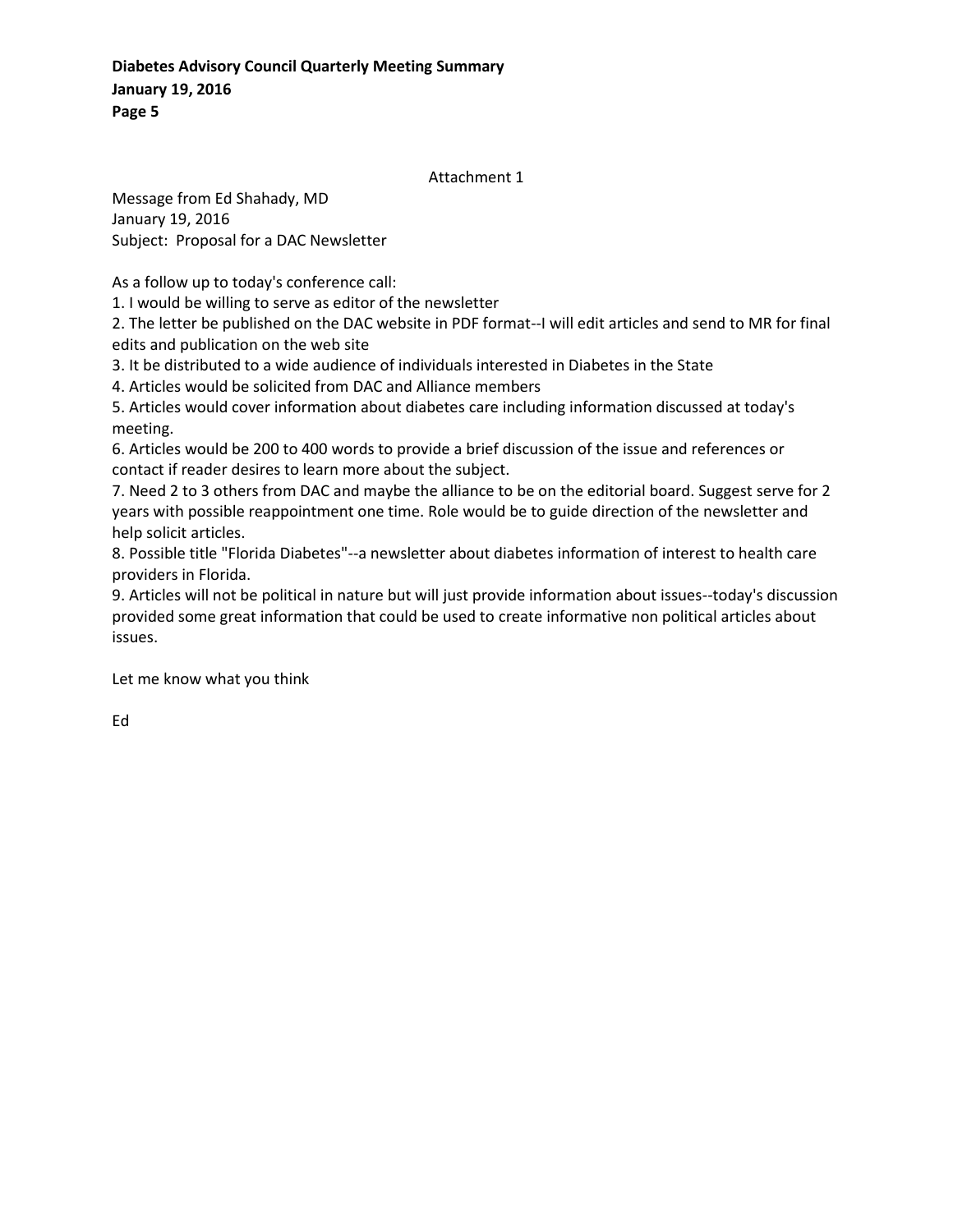Attachment 1

Message from Ed Shahady, MD
January 19, 2016
Subject: Proposal for a DAC Newsletter

As a follow up to today's conference call:

1. I would be willing to serve as editor of the newsletter
2. The letter be published on the DAC website in PDF format--I will edit articles and send to MR for final edits and publication on the web site
3. It be distributed to a wide audience of individuals interested in Diabetes in the State
4. Articles would be solicited from DAC and Alliance members
5. Articles would cover information about diabetes care including information discussed at today's meeting.
6. Articles would be 200 to 400 words to provide a brief discussion of the issue and references or contact if reader desires to learn more about the subject.
7. Need 2 to 3 others from DAC and maybe the alliance to be on the editorial board. Suggest serve for 2 years with possible reappointment one time. Role would be to guide direction of the newsletter and help solicit articles.
8. Possible title "Florida Diabetes"--a newsletter about diabetes information of interest to health care providers in Florida.
9. Articles will not be political in nature but will just provide information about issues--today's discussion provided some great information that could be used to create informative non political articles about issues.

Let me know what you think

Ed